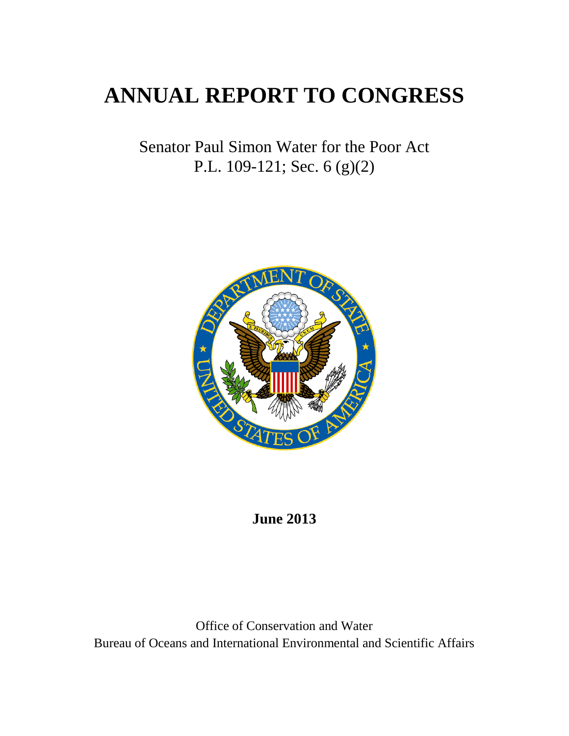# ANNUAL REPORT TO CONGRESS

Senator Paul Simon Water for the Poor Act
P.L. 109-121; Sec. 6 (g)(2)

**June 2013**

Office of Conservation and Water
Bureau of Oceans and International Environmental and Scientific Affairs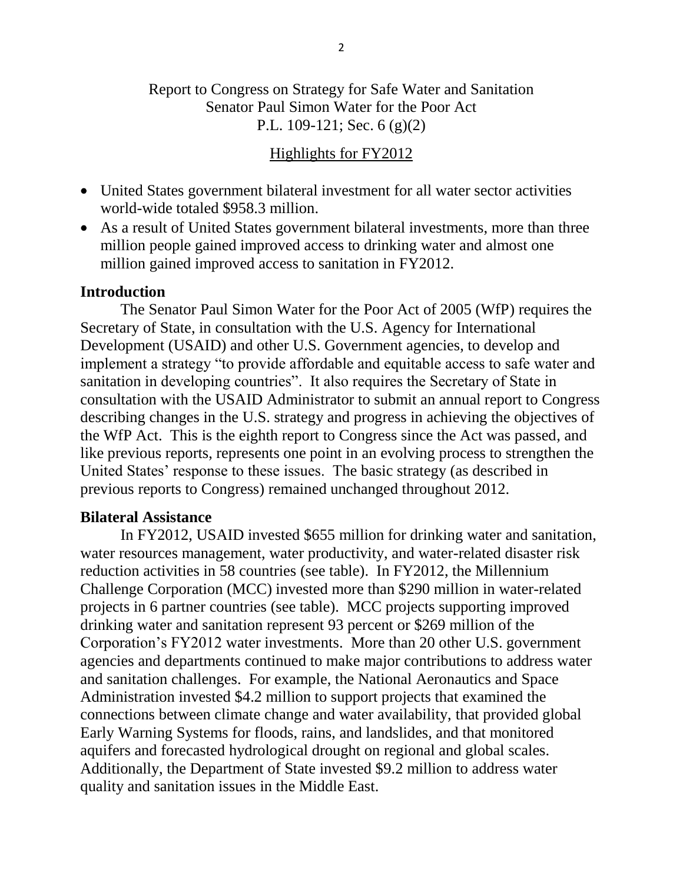Report to Congress on Strategy for Safe Water and Sanitation
Senator Paul Simon Water for the Poor Act
P.L. 109-121; Sec. 6 (g)(2)

Highlights for FY2012

- United States government bilateral investment for all water sector activities world-wide totaled $958.3 million.
- As a result of United States government bilateral investments, more than three million people gained improved access to drinking water and almost one million gained improved access to sanitation in FY2012.

## Introduction

The Senator Paul Simon Water for the Poor Act of 2005 (WfP) requires the Secretary of State, in consultation with the U.S. Agency for International Development (USAID) and other U.S. Government agencies, to develop and implement a strategy "to provide affordable and equitable access to safe water and sanitation in developing countries". It also requires the Secretary of State in consultation with the USAID Administrator to submit an annual report to Congress describing changes in the U.S. strategy and progress in achieving the objectives of the WfP Act. This is the eighth report to Congress since the Act was passed, and like previous reports, represents one point in an evolving process to strengthen the United States' response to these issues. The basic strategy (as described in previous reports to Congress) remained unchanged throughout 2012.

## Bilateral Assistance

In FY2012, USAID invested $655 million for drinking water and sanitation, water resources management, water productivity, and water-related disaster risk reduction activities in 58 countries (see table). In FY2012, the Millennium Challenge Corporation (MCC) invested more than $290 million in water-related projects in 6 partner countries (see table). MCC projects supporting improved drinking water and sanitation represent 93 percent or $269 million of the Corporation's FY2012 water investments. More than 20 other U.S. government agencies and departments continued to make major contributions to address water and sanitation challenges. For example, the National Aeronautics and Space Administration invested $4.2 million to support projects that examined the connections between climate change and water availability, that provided global Early Warning Systems for floods, rains, and landslides, and that monitored aquifers and forecasted hydrological drought on regional and global scales. Additionally, the Department of State invested $9.2 million to address water quality and sanitation issues in the Middle East.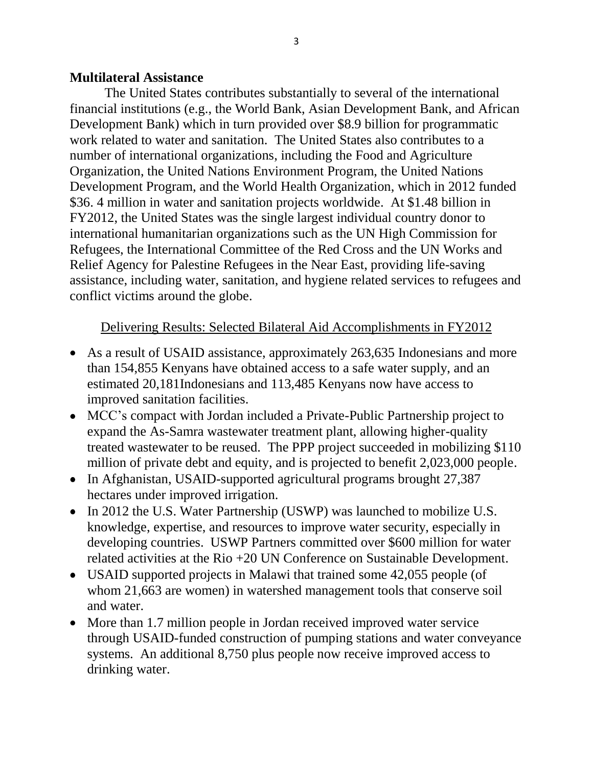## Multilateral Assistance

The United States contributes substantially to several of the international financial institutions (e.g., the World Bank, Asian Development Bank, and African Development Bank) which in turn provided over $8.9 billion for programmatic work related to water and sanitation. The United States also contributes to a number of international organizations, including the Food and Agriculture Organization, the United Nations Environment Program, the United Nations Development Program, and the World Health Organization, which in 2012 funded $36. 4 million in water and sanitation projects worldwide. At $1.48 billion in FY2012, the United States was the single largest individual country donor to international humanitarian organizations such as the UN High Commission for Refugees, the International Committee of the Red Cross and the UN Works and Relief Agency for Palestine Refugees in the Near East, providing life-saving assistance, including water, sanitation, and hygiene related services to refugees and conflict victims around the globe.

<u>Delivering Results: Selected Bilateral Aid Accomplishments in FY2012</u>

- As a result of USAID assistance, approximately 263,635 Indonesians and more than 154,855 Kenyans have obtained access to a safe water supply, and an estimated 20,181Indonesians and 113,485 Kenyans now have access to improved sanitation facilities.
- MCC's compact with Jordan included a Private-Public Partnership project to expand the As-Samra wastewater treatment plant, allowing higher-quality treated wastewater to be reused. The PPP project succeeded in mobilizing $110 million of private debt and equity, and is projected to benefit 2,023,000 people.
- In Afghanistan, USAID-supported agricultural programs brought 27,387 hectares under improved irrigation.
- In 2012 the U.S. Water Partnership (USWP) was launched to mobilize U.S. knowledge, expertise, and resources to improve water security, especially in developing countries. USWP Partners committed over $600 million for water related activities at the Rio +20 UN Conference on Sustainable Development.
- USAID supported projects in Malawi that trained some 42,055 people (of whom 21,663 are women) in watershed management tools that conserve soil and water.
- More than 1.7 million people in Jordan received improved water service through USAID-funded construction of pumping stations and water conveyance systems. An additional 8,750 plus people now receive improved access to drinking water.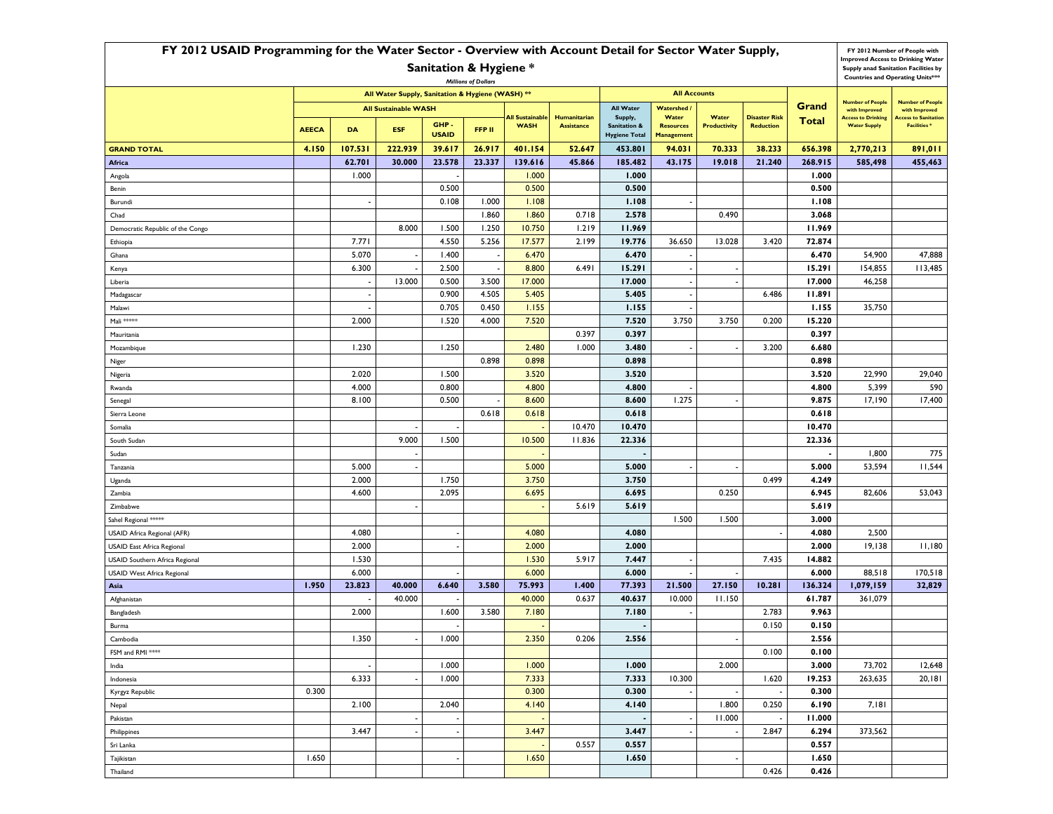# FY 2012 USAID Programming for the Water Sector - Overview with Account Detail for Sector Water Supply, Sanitation & Hygiene *

*Millions of Dollars*

FY 2012 Number of People with Improved Access to Drinking Water Supply anad Sanitation Facilities by Countries and Operating Units***

| | All Water Supply, Sanitation & Hygiene (WASH) ** | | | | | | | | All Accounts | | | | Grand Total | Number of People with Improved Access to Drinking Water Supply | Number of People with Improved Access to Sanitation Facilities * |
|---|---|---|---|---|---|---|---|---|---|---|---|---|---|---|---|
| | All Sustainable WASH | | | | | All Sustainable WASH | Humanitarian Assistance | All Water Supply, Sanitation & Hygiene Total | Watershed / Water Resources Management | Water Productivity | Disaster Risk Reduction | | | | |
| | AEECA | DA | ESF | GHP - USAID | FFP II | | | | | | | | | | |
| **GRAND TOTAL** | **4.150** | **107.531** | **222.939** | **39.617** | **26.917** | **401.154** | **52.647** | **453.801** | **94.031** | **70.333** | **38.233** | **656.398** | **2,770,213** | **891,011** |
| **Africa** | | **62.701** | **30.000** | **23.578** | **23.337** | **139.616** | **45.866** | **185.482** | **43.175** | **19.018** | **21.240** | **268.915** | **585,498** | **455,463** |
| Angola | | 1.000 | | - | | 1.000 | | **1.000** | | | | **1.000** | | |
| Benin | | | | 0.500 | | 0.500 | | **0.500** | | | | **0.500** | | |
| Burundi | | - | | 0.108 | 1.000 | 1.108 | | **1.108** | - | | | **1.108** | | |
| Chad | | | | | 1.860 | 1.860 | 0.718 | **2.578** | | 0.490 | | **3.068** | | |
| Democratic Republic of the Congo | | | 8.000 | 1.500 | 1.250 | 10.750 | 1.219 | **11.969** | | | | **11.969** | | |
| Ethiopia | | 7.771 | | 4.550 | 5.256 | 17.577 | 2.199 | **19.776** | 36.650 | 13.028 | 3.420 | **72.874** | | |
| Ghana | | 5.070 | - | 1.400 | - | 6.470 | | **6.470** | - | | | **6.470** | 54,900 | 47,888 |
| Kenya | | 6.300 | - | 2.500 | - | 8.800 | 6.491 | **15.291** | - | - | | **15.291** | 154,855 | 113,485 |
| Liberia | | - | 13.000 | 0.500 | 3.500 | 17.000 | | **17.000** | - | - | | **17.000** | 46,258 | |
| Madagascar | | - | | 0.900 | 4.505 | 5.405 | | **5.405** | - | | 6.486 | **11.891** | | |
| Malawi | | - | | 0.705 | 0.450 | 1.155 | | **1.155** | - | | | **1.155** | 35,750 | |
| Mali ***** | | 2.000 | | 1.520 | 4.000 | 7.520 | | **7.520** | 3.750 | 3.750 | 0.200 | **15.220** | | |
| Mauritania | | | | | | | 0.397 | **0.397** | | | | **0.397** | | |
| Mozambique | | 1.230 | | 1.250 | | 2.480 | 1.000 | **3.480** | - | - | 3.200 | **6.680** | | |
| Niger | | | | | 0.898 | 0.898 | | **0.898** | | | | **0.898** | | |
| Nigeria | | 2.020 | | 1.500 | | 3.520 | | **3.520** | | | | **3.520** | 22,990 | 29,040 |
| Rwanda | | 4.000 | | 0.800 | | 4.800 | | **4.800** | - | | | **4.800** | 5,399 | 590 |
| Senegal | | 8.100 | | 0.500 | - | 8.600 | | **8.600** | 1.275 | - | | **9.875** | 17,190 | 17,400 |
| Sierra Leone | | | | | 0.618 | 0.618 | | **0.618** | | | | **0.618** | | |
| Somalia | | | - | - | | - | 10.470 | **10.470** | | | | **10.470** | | |
| South Sudan | | | 9.000 | 1.500 | | 10.500 | 11.836 | **22.336** | | | | **22.336** | | |
| Sudan | | | - | | | - | | **-** | | | | **-** | 1,800 | 775 |
| Tanzania | | 5.000 | - | | | 5.000 | | **5.000** | - | - | | **5.000** | 53,594 | 11,544 |
| Uganda | | 2.000 | | 1.750 | | 3.750 | | **3.750** | | | 0.499 | **4.249** | | |
| Zambia | | 4.600 | | 2.095 | | 6.695 | | **6.695** | | 0.250 | | **6.945** | 82,606 | 53,043 |
| Zimbabwe | | | - | | | - | 5.619 | **5.619** | | | | **5.619** | | |
| Sahel Regional ***** | | | | | | | | | 1.500 | 1.500 | | **3.000** | | |
| USAID Africa Regional (AFR) | | 4.080 | | - | | 4.080 | | **4.080** | | | - | **4.080** | 2,500 | |
| USAID East Africa Regional | | 2.000 | | - | | 2.000 | | **2.000** | | | | **2.000** | 19,138 | 11,180 |
| USAID Southern Africa Regional | | 1.530 | | | | 1.530 | 5.917 | **7.447** | - | | 7.435 | **14.882** | | |
| USAID West Africa Regional | | 6.000 | | - | | 6.000 | | **6.000** | - | - | | **6.000** | 88,518 | 170,518 |
| **Asia** | **1.950** | **23.823** | **40.000** | **6.640** | **3.580** | **75.993** | **1.400** | **77.393** | **21.500** | **27.150** | **10.281** | **136.324** | **1,079,159** | **32,829** |
| Afghanistan | | - | 40.000 | - | | 40.000 | 0.637 | **40.637** | 10.000 | 11.150 | | **61.787** | 361,079 | |
| Bangladesh | | 2.000 | | 1.600 | 3.580 | 7.180 | | **7.180** | - | | 2.783 | **9.963** | | |
| Burma | | | | - | | - | | **-** | | | 0.150 | **0.150** | | |
| Cambodia | | 1.350 | - | 1.000 | | 2.350 | 0.206 | **2.556** | | - | | **2.556** | | |
| FSM and RMI **** | | | | | | | | | | | 0.100 | **0.100** | | |
| India | | - | | 1.000 | | 1.000 | | **1.000** | | 2.000 | | **3.000** | 73,702 | 12,648 |
| Indonesia | | 6.333 | - | 1.000 | | 7.333 | | **7.333** | 10.300 | | 1.620 | **19.253** | 263,635 | 20,181 |
| Kyrgyz Republic | 0.300 | | | | | 0.300 | | **0.300** | - | - | - | **0.300** | | |
| Nepal | | 2.100 | | 2.040 | | 4.140 | | **4.140** | | 1.800 | 0.250 | **6.190** | 7,181 | |
| Pakistan | | | - | - | | - | | **-** | - | 11.000 | - | **11.000** | | |
| Philippines | | 3.447 | - | - | | 3.447 | | **3.447** | - | - | 2.847 | **6.294** | 373,562 | |
| Sri Lanka | | | | | | - | 0.557 | **0.557** | | | | **0.557** | | |
| Tajikistan | 1.650 | | | - | | 1.650 | | **1.650** | | - | | **1.650** | | |
| Thailand | | | | | | | | | | | 0.426 | **0.426** | | |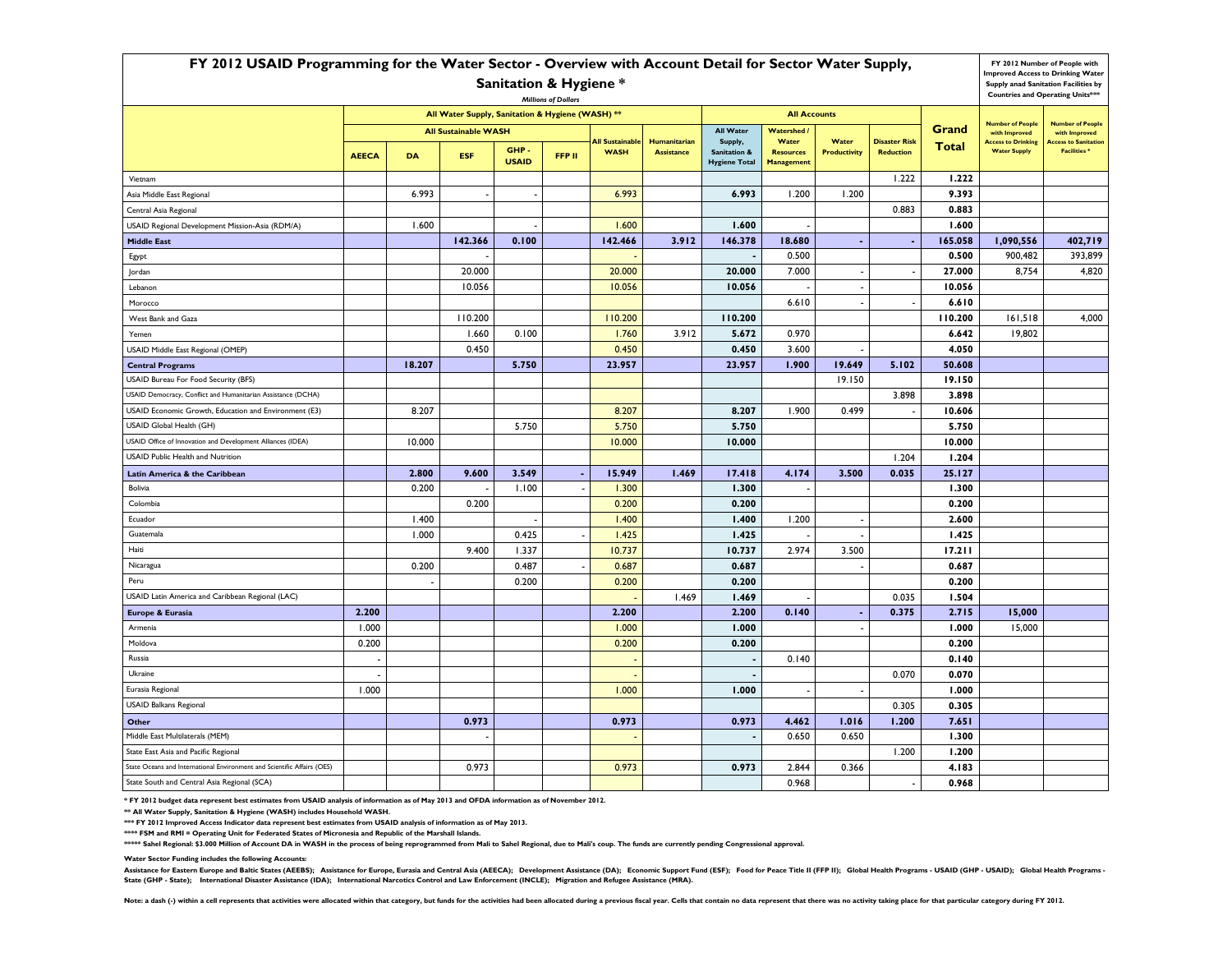# FY 2012 USAID Programming for the Water Sector - Overview with Account Detail for Sector Water Supply, Sanitation & Hygiene *

*Millions of Dollars*

| | All Water Supply, Sanitation & Hygiene (WASH) ** | | | | | | | All Accounts | | | | Grand Total | FY 2012 Number of People with Improved Access to Drinking Water Supply anad Sanitation Facilities by Countries and Operating Units*** | |
|---|---|---|---|---|---|---|---|---|---|---|---|---|---|---|
| | All Sustainable WASH | | | | | All Sustainable WASH | Humanitarian Assistance | All Water Supply, Sanitation & Hygiene Total | Watershed / Water Resources Management | Water Productivity | Disaster Risk Reduction | | Number of People with Improved Access to Drinking Water Supply | Number of People with Improved Access to Sanitation Facilities * |
| | AEECA | DA | ESF | GHP - USAID | FFP II | | | | | | | | | |
| Vietnam | | | | | | | | | | | 1.222 | **1.222** | | |
| Asia Middle East Regional | | 6.993 | - | - | | 6.993 | | **6.993** | 1.200 | 1.200 | | **9.393** | | |
| Central Asia Regional | | | | | | | | | | | 0.883 | **0.883** | | |
| USAID Regional Development Mission-Asia (RDM/A) | | 1.600 | | - | | 1.600 | | **1.600** | - | | | **1.600** | | |
| **Middle East** | | | **142.366** | **0.100** | | **142.466** | **3.912** | **146.378** | **18.680** | **-** | **-** | **165.058** | **1,090,556** | **402,719** |
| Egypt | | | - | | | - | | **-** | 0.500 | | | **0.500** | 900,482 | 393,899 |
| Jordan | | | 20.000 | | | 20.000 | | **20.000** | 7.000 | - | - | **27.000** | 8,754 | 4,820 |
| Lebanon | | | 10.056 | | | 10.056 | | **10.056** | - | - | | **10.056** | | |
| Morocco | | | | | | | | | 6.610 | - | - | **6.610** | | |
| West Bank and Gaza | | | 110.200 | | | 110.200 | | **110.200** | | | | **110.200** | 161,518 | 4,000 |
| Yemen | | | 1.660 | 0.100 | | 1.760 | 3.912 | **5.672** | 0.970 | | | **6.642** | 19,802 | |
| USAID Middle East Regional (OMEP) | | | 0.450 | | | 0.450 | | **0.450** | 3.600 | - | | **4.050** | | |
| **Central Programs** | | **18.207** | | **5.750** | | **23.957** | | **23.957** | **1.900** | **19.649** | **5.102** | **50.608** | | |
| USAID Bureau For Food Security (BFS) | | | | | | | | | | 19.150 | | **19.150** | | |
| USAID Democracy, Conflict and Humanitarian Assistance (DCHA) | | | | | | | | | | | 3.898 | **3.898** | | |
| USAID Economic Growth, Education and Environment (E3) | | 8.207 | | | | 8.207 | | **8.207** | 1.900 | 0.499 | - | **10.606** | | |
| USAID Global Health (GH) | | | | 5.750 | | 5.750 | | **5.750** | | | | **5.750** | | |
| USAID Office of Innovation and Development Alliances (IDEA) | | 10.000 | | | | 10.000 | | **10.000** | | | | **10.000** | | |
| USAID Public Health and Nutrition | | | | | | | | | | | 1.204 | **1.204** | | |
| **Latin America & the Caribbean** | | **2.800** | **9.600** | **3.549** | **-** | **15.949** | **1.469** | **17.418** | **4.174** | **3.500** | **0.035** | **25.127** | | |
| Bolivia | | 0.200 | - | 1.100 | - | 1.300 | | **1.300** | - | | | **1.300** | | |
| Colombia | | | 0.200 | | | 0.200 | | **0.200** | | | | **0.200** | | |
| Ecuador | | 1.400 | | - | | 1.400 | | **1.400** | 1.200 | - | | **2.600** | | |
| Guatemala | | 1.000 | | 0.425 | - | 1.425 | | **1.425** | - | - | | **1.425** | | |
| Haiti | | | 9.400 | 1.337 | | 10.737 | | **10.737** | 2.974 | 3.500 | | **17.211** | | |
| Nicaragua | | 0.200 | | 0.487 | - | 0.687 | | **0.687** | | - | | **0.687** | | |
| Peru | | - | | 0.200 | | 0.200 | | **0.200** | | | | **0.200** | | |
| USAID Latin America and Caribbean Regional (LAC) | | | | | | - | 1.469 | **1.469** | - | | 0.035 | **1.504** | | |
| **Europe & Eurasia** | **2.200** | | | | | **2.200** | | **2.200** | **0.140** | **-** | **0.375** | **2.715** | **15,000** | |
| Armenia | 1.000 | | | | | 1.000 | | **1.000** | | - | | **1.000** | 15,000 | |
| Moldova | 0.200 | | | | | 0.200 | | **0.200** | | | | **0.200** | | |
| Russia | - | | | | | - | | **-** | 0.140 | | | **0.140** | | |
| Ukraine | - | | | | | - | | **-** | | | 0.070 | **0.070** | | |
| Eurasia Regional | 1.000 | | | | | 1.000 | | **1.000** | - | - | | **1.000** | | |
| USAID Balkans Regional | | | | | | | | | | | 0.305 | **0.305** | | |
| **Other** | | | **0.973** | | | **0.973** | | **0.973** | **4.462** | **1.016** | **1.200** | **7.651** | | |
| Middle East Multilaterals (MEM) | | | - | | | - | | **-** | 0.650 | 0.650 | | **1.300** | | |
| State East Asia and Pacific Regional | | | | | | | | | | | 1.200 | **1.200** | | |
| State Oceans and International Environment and Scientific Affairs (OES) | | | 0.973 | | | 0.973 | | **0.973** | 2.844 | 0.366 | | **4.183** | | |
| State South and Central Asia Regional (SCA) | | | | | | | | | 0.968 | | - | **0.968** | | |

**\* FY 2012 budget data represent best estimates from USAID analysis of information as of May 2013 and OFDA information as of November 2012.**

**\*\* All Water Supply, Sanitation & Hygiene (WASH) includes Household WASH.**

**\*\*\* FY 2012 Improved Access Indicator data represent best estimates from USAID analysis of information as of May 2013.**

**\*\*\*\* FSM and RMI = Operating Unit for Federated States of Micronesia and Republic of the Marshall Islands.**

**\*\*\*\*\* Sahel Regional: $3.000 Million of Account DA in WASH in the process of being reprogrammed from Mali to Sahel Regional, due to Mali's coup. The funds are currently pending Congressional approval.**

**Water Sector Funding includes the following Accounts:**

**Assistance for Eastern Europe and Baltic States (AEEBS); Assistance for Europe, Eurasia and Central Asia (AEECA); Development Assistance (DA); Economic Support Fund (ESF); Food for Peace Title II (FFP II); Global Health Programs - USAID (GHP - USAID); Global Health Programs - State (GHP - State); International Disaster Assistance (IDA); International Narcotics Control and Law Enforcement (INCLE); Migration and Refugee Assistance (MRA).**

**Note: a dash (-) within a cell represents that activities were allocated within that category, but funds for the activities had been allocated during a previous fiscal year. Cells that contain no data represent that there was no activity taking place for that particular category during FY 2012.**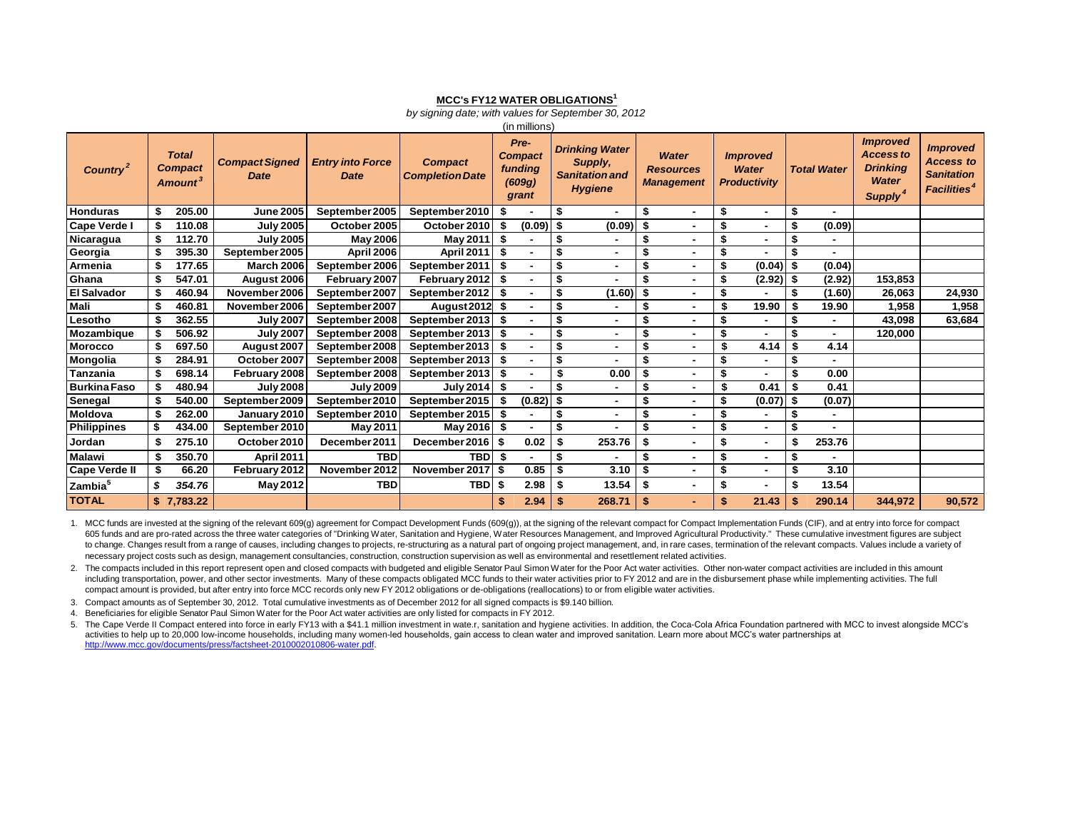**MCC's FY12 WATER OBLIGATIONS**[1]

*by signing date; with values for September 30, 2012*

(in millions)

| *Country*[2] | *Total Compact Amount*[3] | *Compact Signed Date* | *Entry into Force Date* | *Compact Completion Date* | *Pre-Compact funding (609g) grant* | *Drinking Water Supply, Sanitation and Hygiene* | *Water Resources Management* | *Improved Water Productivity* | *Total Water* | *Improved Access to Drinking Water Supply*[4] | *Improved Access to Sanitation Facilities*[4] |
|---|---|---|---|---|---|---|---|---|---|---|---|
| **Honduras** | $ 205.00 | June 2005 | September 2005 | September 2010 | $ - | $ - | $ - | $ - | $ - | | |
| **Cape Verde I** | $ 110.08 | July 2005 | October 2005 | October 2010 | $ (0.09) | $ (0.09) | $ - | $ - | $ (0.09) | | |
| **Nicaragua** | $ 112.70 | July 2005 | May 2006 | May 2011 | $ - | $ - | $ - | $ - | $ - | | |
| **Georgia** | $ 395.30 | September 2005 | April 2006 | April 2011 | $ - | $ - | $ - | $ - | $ - | | |
| **Armenia** | $ 177.65 | March 2006 | September 2006 | September 2011 | $ - | $ - | $ - | $ (0.04) | $ (0.04) | | |
| **Ghana** | $ 547.01 | August 2006 | February 2007 | February 2012 | $ - | $ - | $ - | $ (2.92) | $ (2.92) | 153,853 | |
| **El Salvador** | $ 460.94 | November 2006 | September 2007 | September 2012 | $ - | $ (1.60) | $ - | $ - | $ (1.60) | 26,063 | 24,930 |
| **Mali** | $ 460.81 | November 2006 | September 2007 | August 2012 | $ - | $ - | $ - | $ 19.90 | $ 19.90 | 1,958 | 1,958 |
| **Lesotho** | $ 362.55 | July 2007 | September 2008 | September 2013 | $ - | $ - | $ - | $ - | $ - | 43,098 | 63,684 |
| **Mozambique** | $ 506.92 | July 2007 | September 2008 | September 2013 | $ - | $ - | $ - | $ - | $ - | 120,000 | |
| **Morocco** | $ 697.50 | August 2007 | September 2008 | September 2013 | $ - | $ - | $ - | $ 4.14 | $ 4.14 | | |
| **Mongolia** | $ 284.91 | October 2007 | September 2008 | September 2013 | $ - | $ - | $ - | $ - | $ - | | |
| **Tanzania** | $ 698.14 | February 2008 | September 2008 | September 2013 | $ - | $ 0.00 | $ - | $ - | $ 0.00 | | |
| **Burkina Faso** | $ 480.94 | July 2008 | July 2009 | July 2014 | $ - | $ - | $ - | $ 0.41 | $ 0.41 | | |
| **Senegal** | $ 540.00 | September 2009 | September 2010 | September 2015 | $ (0.82) | $ - | $ - | $ (0.07) | $ (0.07) | | |
| **Moldova** | $ 262.00 | January 2010 | September 2010 | September 2015 | $ - | $ - | $ - | $ - | $ - | | |
| **Philippines** | $ 434.00 | September 2010 | May 2011 | May 2016 | $ - | $ - | $ - | $ - | $ - | | |
| **Jordan** | $ 275.10 | October 2010 | December 2011 | December 2016 | $ 0.02 | $ 253.76 | $ - | $ - | $ 253.76 | | |
| **Malawi** | $ 350.70 | April 2011 | TBD | TBD | $ - | $ - | $ - | $ - | $ - | | |
| **Cape Verde II** | $ 66.20 | February 2012 | November 2012 | November 2017 | $ 0.85 | $ 3.10 | $ - | $ - | $ 3.10 | | |
| **Zambia**[5] | *$ 354.76* | May 2012 | TBD | TBD | $ 2.98 | $ 13.54 | $ - | $ - | $ 13.54 | | |
| **TOTAL** | **$ 7,783.22** | | | | **$ 2.94** | **$ 268.71** | **$ -** | **$ 21.43** | **$ 290.14** | **344,972** | **90,572** |

1. MCC funds are invested at the signing of the relevant 609(g) agreement for Compact Development Funds (609(g)), at the signing of the relevant compact for Compact Implementation Funds (CIF), and at entry into force for compact 605 funds and are pro-rated across the three water categories of "Drinking Water, Sanitation and Hygiene, Water Resources Management, and Improved Agricultural Productivity." These cumulative investment figures are subject to change. Changes result from a range of causes, including changes to projects, re-structuring as a natural part of ongoing project management, and, in rare cases, termination of the relevant compacts. Values include a variety of necessary project costs such as design, management consultancies, construction, construction supervision as well as environmental and resettlement related activities.

2. The compacts included in this report represent open and closed compacts with budgeted and eligible Senator Paul Simon Water for the Poor Act water activities. Other non-water compact activities are included in this amount including transportation, power, and other sector investments. Many of these compacts obligated MCC funds to their water activities prior to FY 2012 and are in the disbursement phase while implementing activities. The full compact amount is provided, but after entry into force MCC records only new FY 2012 obligations or de-obligations (reallocations) to or from eligible water activities.

3. Compact amounts as of September 30, 2012. Total cumulative investments as of December 2012 for all signed compacts is $9.140 billion.

4. Beneficiaries for eligible Senator Paul Simon Water for the Poor Act water activities are only listed for compacts in FY 2012.

5. The Cape Verde II Compact entered into force in early FY13 with a $41.1 million investment in wate.r, sanitation and hygiene activities. In addition, the Coca-Cola Africa Foundation partnered with MCC to invest alongside MCC's activities to help up to 20,000 low-income households, including many women-led households, gain access to clean water and improved sanitation. Learn more about MCC's water partnerships at http://www.mcc.gov/documents/press/factsheet-2010002010806-water.pdf.